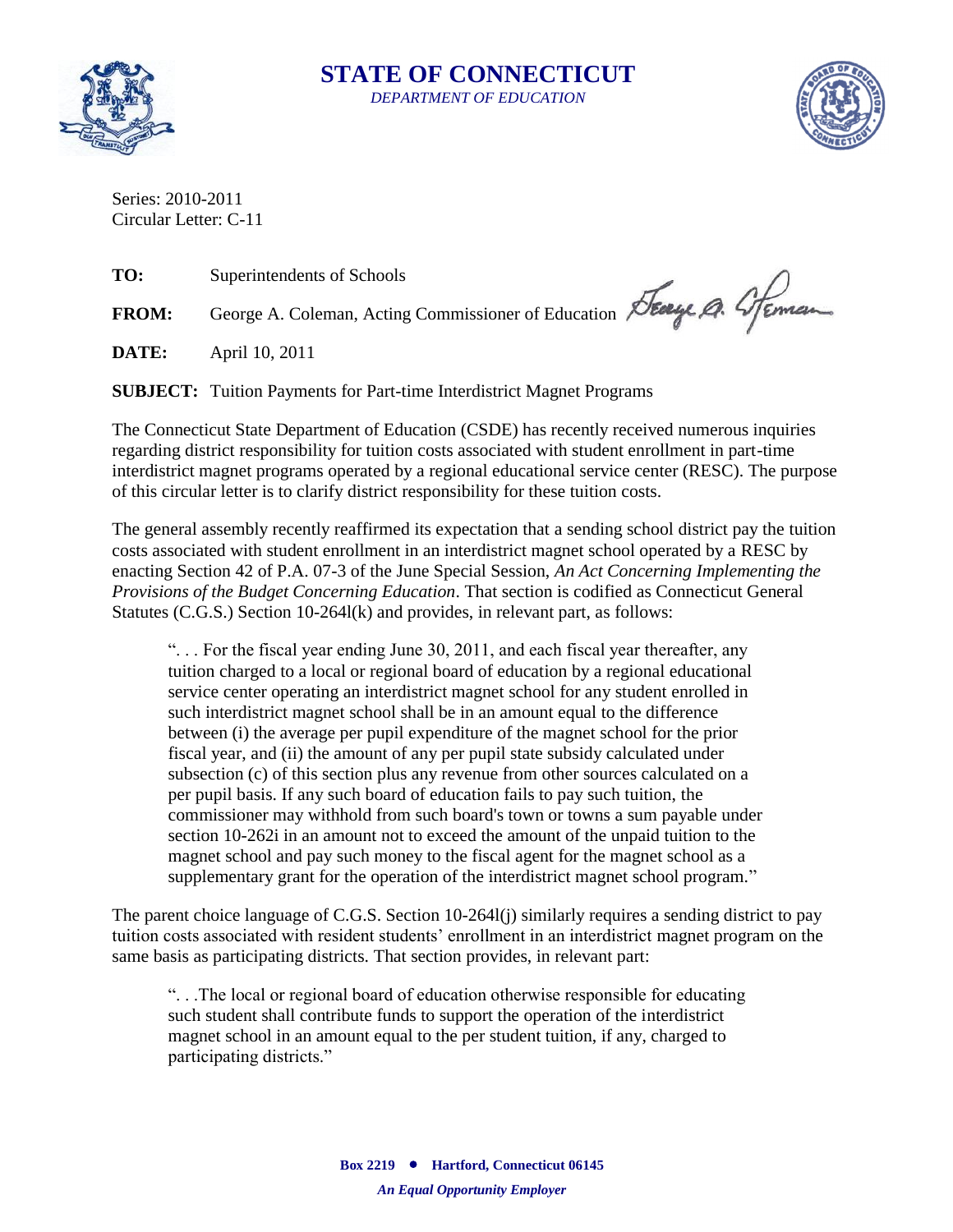# STATE OF CONNECTICUT

*DEPARTMENT OF EDUCATION*

Series: 2010-2011
Circular Letter: C-11

**TO:** Superintendents of Schools

**FROM:** George A. Coleman, Acting Commissioner of Education

**DATE:** April 10, 2011

**SUBJECT:** Tuition Payments for Part-time Interdistrict Magnet Programs

The Connecticut State Department of Education (CSDE) has recently received numerous inquiries regarding district responsibility for tuition costs associated with student enrollment in part-time interdistrict magnet programs operated by a regional educational service center (RESC). The purpose of this circular letter is to clarify district responsibility for these tuition costs.

The general assembly recently reaffirmed its expectation that a sending school district pay the tuition costs associated with student enrollment in an interdistrict magnet school operated by a RESC by enacting Section 42 of P.A. 07-3 of the June Special Session, *An Act Concerning Implementing the Provisions of the Budget Concerning Education*. That section is codified as Connecticut General Statutes (C.G.S.) Section 10-264l(k) and provides, in relevant part, as follows:

> ". . . For the fiscal year ending June 30, 2011, and each fiscal year thereafter, any tuition charged to a local or regional board of education by a regional educational service center operating an interdistrict magnet school for any student enrolled in such interdistrict magnet school shall be in an amount equal to the difference between (i) the average per pupil expenditure of the magnet school for the prior fiscal year, and (ii) the amount of any per pupil state subsidy calculated under subsection (c) of this section plus any revenue from other sources calculated on a per pupil basis. If any such board of education fails to pay such tuition, the commissioner may withhold from such board's town or towns a sum payable under section 10-262i in an amount not to exceed the amount of the unpaid tuition to the magnet school and pay such money to the fiscal agent for the magnet school as a supplementary grant for the operation of the interdistrict magnet school program."

The parent choice language of C.G.S. Section 10-264l(j) similarly requires a sending district to pay tuition costs associated with resident students' enrollment in an interdistrict magnet program on the same basis as participating districts. That section provides, in relevant part:

> ". . .The local or regional board of education otherwise responsible for educating such student shall contribute funds to support the operation of the interdistrict magnet school in an amount equal to the per student tuition, if any, charged to participating districts."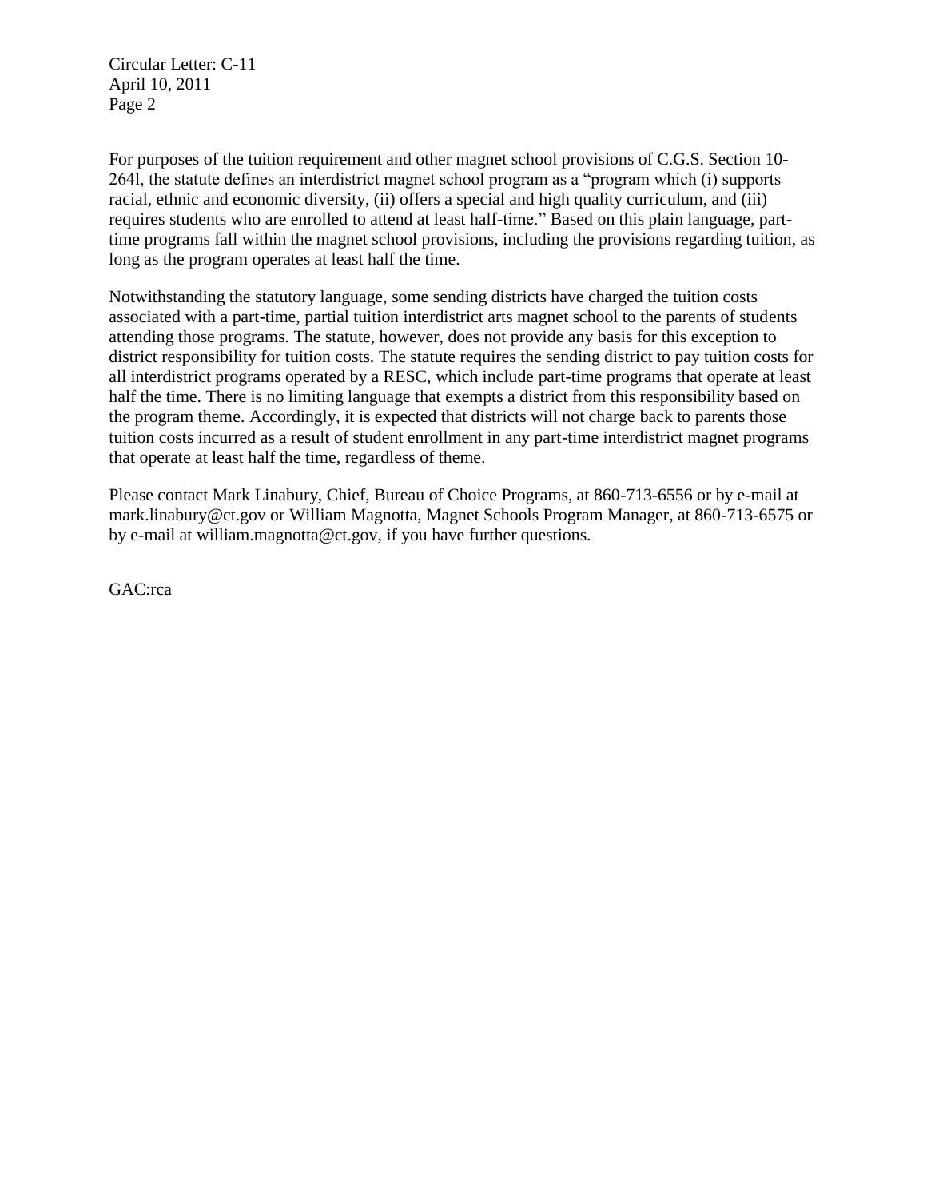For purposes of the tuition requirement and other magnet school provisions of C.G.S. Section 10-264l, the statute defines an interdistrict magnet school program as a "program which (i) supports racial, ethnic and economic diversity, (ii) offers a special and high quality curriculum, and (iii) requires students who are enrolled to attend at least half-time." Based on this plain language, part-time programs fall within the magnet school provisions, including the provisions regarding tuition, as long as the program operates at least half the time.

Notwithstanding the statutory language, some sending districts have charged the tuition costs associated with a part-time, partial tuition interdistrict arts magnet school to the parents of students attending those programs. The statute, however, does not provide any basis for this exception to district responsibility for tuition costs. The statute requires the sending district to pay tuition costs for all interdistrict programs operated by a RESC, which include part-time programs that operate at least half the time. There is no limiting language that exempts a district from this responsibility based on the program theme. Accordingly, it is expected that districts will not charge back to parents those tuition costs incurred as a result of student enrollment in any part-time interdistrict magnet programs that operate at least half the time, regardless of theme.

Please contact Mark Linabury, Chief, Bureau of Choice Programs, at 860-713-6556 or by e-mail at mark.linabury@ct.gov or William Magnotta, Magnet Schools Program Manager, at 860-713-6575 or by e-mail at william.magnotta@ct.gov, if you have further questions.

GAC:rca